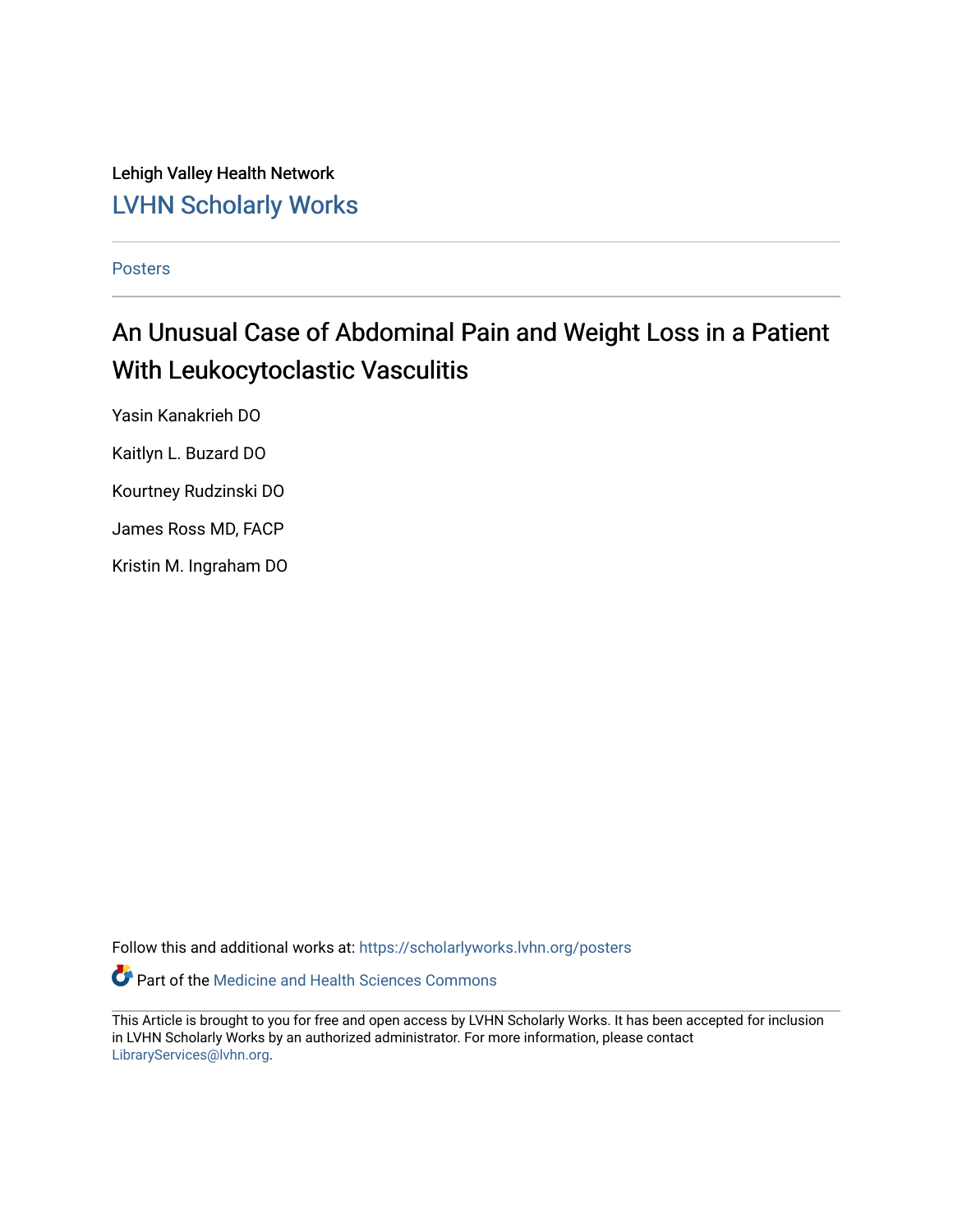Lehigh Valley Health Network

LVHN Scholarly Works

Posters

# An Unusual Case of Abdominal Pain and Weight Loss in a Patient With Leukocytoclastic Vasculitis

Yasin Kanakrieh DO

Kaitlyn L. Buzard DO

Kourtney Rudzinski DO

James Ross MD, FACP

Kristin M. Ingraham DO

Follow this and additional works at: https://scholarlyworks.lvhn.org/posters

Part of the Medicine and Health Sciences Commons

This Article is brought to you for free and open access by LVHN Scholarly Works. It has been accepted for inclusion in LVHN Scholarly Works by an authorized administrator. For more information, please contact LibraryServices@lvhn.org.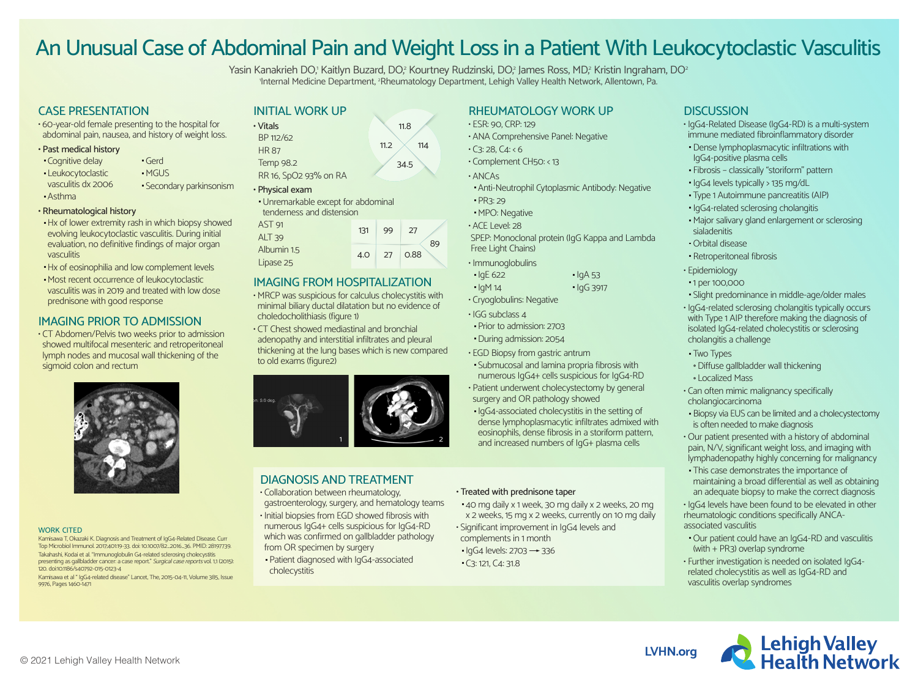# An Unusual Case of Abdominal Pain and Weight Loss in a Patient With Leukocytoclastic Vasculitis

Yasin Kanakrieh DO,[1] Kaitlyn Buzard, DO,[2] Kourtney Rudzinski, DO,[2] James Ross, MD,[2] Kristin Ingraham, DO[2]

[1]Internal Medicine Department, [2]Rheumatology Department, Lehigh Valley Health Network, Allentown, Pa.

## CASE PRESENTATION

- 60-year-old female presenting to the hospital for abdominal pain, nausea, and history of weight loss.
- Past medical history
  - Cognitive delay
  - Leukocytoclastic vasculitis dx 2006
  - Asthma
  - Gerd
  - MGUS
  - Secondary parkinsonism
- Rheumatological history
  - Hx of lower extremity rash in which biopsy showed evolving leukocytoclastic vasculitis. During initial evaluation, no definitive findings of major organ vasculitis
  - Hx of eosinophilia and low complement levels
  - Most recent occurrence of leukocytoclastic vasculitis was in 2019 and treated with low dose prednisone with good response

## IMAGING PRIOR TO ADMISSION

- CT Abdomen/Pelvis two weeks prior to admission showed multifocal mesenteric and retroperitoneal lymph nodes and mucosal wall thickening of the sigmoid colon and rectum

## INITIAL WORK UP

- Vitals
  - BP 112/62
  - HR 87
  - Temp 98.2
  - RR 16, SpO2 93% on RA

11.8
11.2
114
34.5

- Physical exam
  - Unremarkable except for abdominal tenderness and distension

AST 91
ALT 39
Albumin 1.5
Lipase 25

131 | 99 | 27
4.0 | 27 | 0.88
89

## IMAGING FROM HOSPITALIZATION

- MRCP was suspicious for calculus cholecystitis with minimal biliary ductal dilatation but no evidence of choledocholithiasis (figure 1)
- CT Chest showed mediastinal and bronchial adenopathy and interstitial infiltrates and pleural thickening at the lung bases which is new compared to old exams (figure2)

1

2

## RHEUMATOLOGY WORK UP

- ESR: 90, CRP: 129
- ANA Comprehensive Panel: Negative
- C3: 28, C4: < 6
- Complement CH50: < 13
- ANCAs
  - Anti-Neutrophil Cytoplasmic Antibody: Negative
  - PR3: 29
  - MPO: Negative
- ACE Level: 28

  SPEP: Monoclonal protein (IgG Kappa and Lambda Free Light Chains)
- Immunoglobulins
  - IgE 622
  - IgM 14
  - IgA 53
  - IgG 3917
- Cryoglobulins: Negative
- IGG subclass 4
  - Prior to admission: 2703
  - During admission: 2054
- EGD Biopsy from gastric antrum
  - Submucosal and lamina propria fibrosis with numerous IgG4+ cells suspicious for IgG4-RD
- Patient underwent cholecystectomy by general surgery and OR pathology showed
  - IgG4-associated cholecystitis in the setting of dense lymphoplasmacytic infiltrates admixed with eosinophils, dense fibrosis in a storiform pattern, and increased numbers of IgG+ plasma cells

## DIAGNOSIS AND TREATMENT

- Collaboration between rheumatology, gastroenterology, surgery, and hematology teams
- Initial biopsies from EGD showed fibrosis with numerous IgG4+ cells suspicious for IgG4-RD which was confirmed on gallbladder pathology from OR specimen by surgery
  - Patient diagnosed with IgG4-associated cholecystitis
- Treated with prednisone taper
  - 40 mg daily x 1 week, 30 mg daily x 2 weeks, 20 mg x 2 weeks, 15 mg x 2 weeks, currently on 10 mg daily
- Significant improvement in IgG4 levels and complements in 1 month
  - IgG4 levels: 2703 → 336
  - C3: 121, C4: 31.8

## DISCUSSION

- IgG4-Related Disease (IgG4-RD) is a multi-system immune mediated fibroinflammatory disorder
  - Dense lymphoplasmacytic infiltrations with IgG4-positive plasma cells
  - Fibrosis – classically "storiform" pattern
  - IgG4 levels typically > 135 mg/dL
  - Type 1 Autoimmune pancreatitis (AIP)
  - IgG4-related sclerosing cholangitis
  - Major salivary gland enlargement or sclerosing sialadenitis
  - Orbital disease
  - Retroperitoneal fibrosis
- Epidemiology
  - 1 per 100,000
  - Slight predominance in middle-age/older males
- IgG4-related sclerosing cholangitis typically occurs with Type 1 AIP therefore making the diagnosis of isolated IgG4-related cholecystitis or sclerosing cholangitis a challenge
  - Two Types
    - Diffuse gallbladder wall thickening
    - Localized Mass
- Can often mimic malignancy specifically cholangiocarcinoma
  - Biopsy via EUS can be limited and a cholecystectomy is often needed to make diagnosis
- Our patient presented with a history of abdominal pain, N/V, significant weight loss, and imaging with lymphadenopathy highly concerning for malignancy
  - This case demonstrates the importance of maintaining a broad differential as well as obtaining an adequate biopsy to make the correct diagnosis
- IgG4 levels have been found to be elevated in other rheumatologic conditions specifically ANCA-associated vasculitis
  - Our patient could have an IgG4-RD and vasculitis (with + PR3) overlap syndrome
- Further investigation is needed on isolated IgG4-related cholecystitis as well as IgG4-RD and vasculitis overlap syndromes

## WORK CITED

Kamisawa T, Okazaki K. Diagnosis and Treatment of IgG4-Related Disease. Curr Top Microbiol Immunol. 2017;401:19-33. doi: 10.1007/82_2016_36. PMID: 28197739.

Takahashi, Kodai et al. "Immunoglobulin G4-related sclerosing cholecystitis presenting as gallbladder cancer: a case report." *Surgical case reports* vol. 1,1 (2015): 120. doi:10.1186/s40792-015-0123-4

Kamisawa et al " IgG4-related disease" Lancet, The, 2015-04-11, Volume 385, Issue 9976, Pages 1460-1471

© 2021 Lehigh Valley Health Network

LVHN.org

Lehigh Valley Health Network